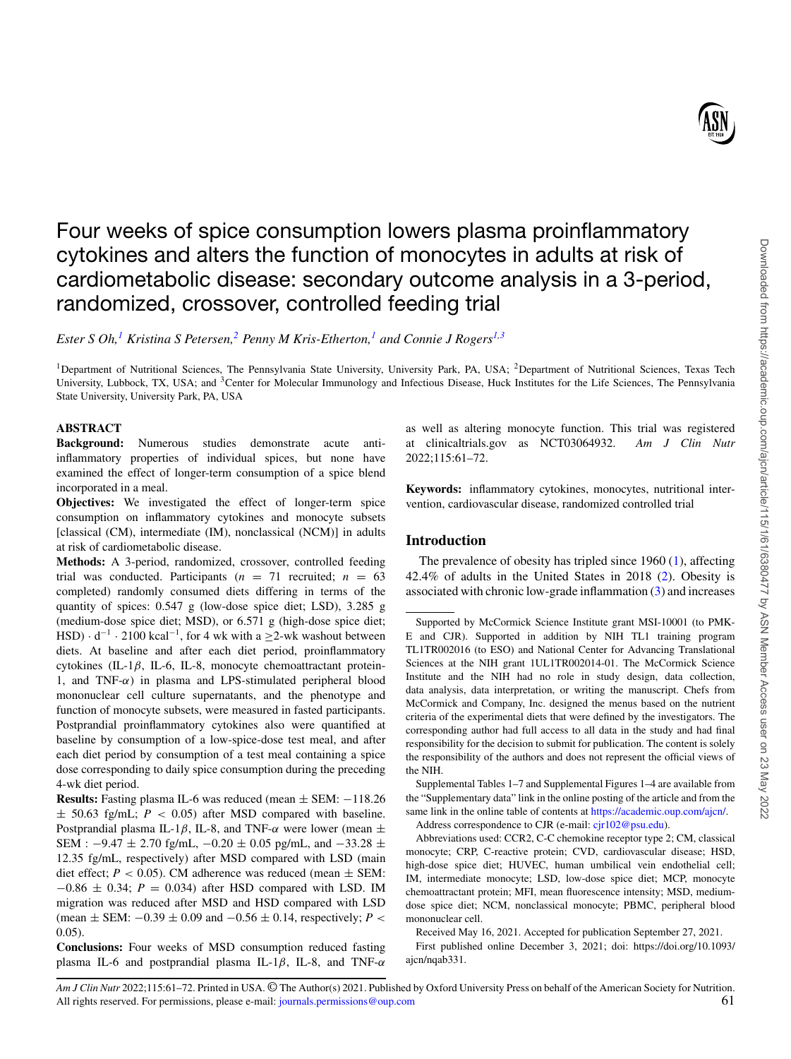# Four weeks of spice consumption lowers plasma proinflammatory cytokines and alters the function of monocytes in adults at risk of cardiometabolic disease: secondary outcome analysis in a 3-period, randomized, crossover, controlled feeding trial

*Ester S Oh,[1] Kristina S Petersen,[2] Penny M Kris-Etherton,[1] and Connie J Rogers[1,3]*

[1]Department of Nutritional Sciences, The Pennsylvania State University, University Park, PA, USA; [2]Department of Nutritional Sciences, Texas Tech University, Lubbock, TX, USA; and [3]Center for Molecular Immunology and Infectious Disease, Huck Institutes for the Life Sciences, The Pennsylvania State University, University Park, PA, USA

## ABSTRACT

**Background:** Numerous studies demonstrate acute anti-inflammatory properties of individual spices, but none have examined the effect of longer-term consumption of a spice blend incorporated in a meal.

**Objectives:** We investigated the effect of longer-term spice consumption on inflammatory cytokines and monocyte subsets [classical (CM), intermediate (IM), nonclassical (NCM)] in adults at risk of cardiometabolic disease.

**Methods:** A 3-period, randomized, crossover, controlled feeding trial was conducted. Participants ($n$ = 71 recruited; $n$ = 63 completed) randomly consumed diets differing in terms of the quantity of spices: 0.547 g (low-dose spice diet; LSD), 3.285 g (medium-dose spice diet; MSD), or 6.571 g (high-dose spice diet; HSD) $\cdot$ d$^{-1}$ $\cdot$ 2100 kcal$^{-1}$, for 4 wk with a ≥2-wk washout between diets. At baseline and after each diet period, proinflammatory cytokines (IL-1$\beta$, IL-6, IL-8, monocyte chemoattractant protein-1, and TNF-$\alpha$) in plasma and LPS-stimulated peripheral blood mononuclear cell culture supernatants, and the phenotype and function of monocyte subsets, were measured in fasted participants. Postprandial proinflammatory cytokines also were quantified at baseline by consumption of a low-spice-dose test meal, and after each diet period by consumption of a test meal containing a spice dose corresponding to daily spice consumption during the preceding 4-wk diet period.

**Results:** Fasting plasma IL-6 was reduced (mean ± SEM: −118.26 ± 50.63 fg/mL; $P < 0.05$) after MSD compared with baseline. Postprandial plasma IL-1$\beta$, IL-8, and TNF-$\alpha$ were lower (mean ± SEM : −9.47 ± 2.70 fg/mL, −0.20 ± 0.05 pg/mL, and −33.28 ± 12.35 fg/mL, respectively) after MSD compared with LSD (main diet effect; $P < 0.05$). CM adherence was reduced (mean ± SEM: −0.86 ± 0.34; $P$ = 0.034) after HSD compared with LSD. IM migration was reduced after MSD and HSD compared with LSD (mean ± SEM: −0.39 ± 0.09 and −0.56 ± 0.14, respectively; $P < 0.05$).

**Conclusions:** Four weeks of MSD consumption reduced fasting plasma IL-6 and postprandial plasma IL-1$\beta$, IL-8, and TNF-$\alpha$ as well as altering monocyte function. This trial was registered at clinicaltrials.gov as NCT03064932. *Am J Clin Nutr* 2022;115:61–72.

**Keywords:** inflammatory cytokines, monocytes, nutritional intervention, cardiovascular disease, randomized controlled trial

## Introduction

The prevalence of obesity has tripled since 1960 (1), affecting 42.4% of adults in the United States in 2018 (2). Obesity is associated with chronic low-grade inflammation (3) and increases

---

Supported by McCormick Science Institute grant MSI-10001 (to PMK-E and CJR). Supported in addition by NIH TL1 training program TL1TR002016 (to ESO) and National Center for Advancing Translational Sciences at the NIH grant 1UL1TR002014-01. The McCormick Science Institute and the NIH had no role in study design, data collection, data analysis, data interpretation, or writing the manuscript. Chefs from McCormick and Company, Inc. designed the menus based on the nutrient criteria of the experimental diets that were defined by the investigators. The corresponding author had full access to all data in the study and had final responsibility for the decision to submit for publication. The content is solely the responsibility of the authors and does not represent the official views of the NIH.

Supplemental Tables 1–7 and Supplemental Figures 1–4 are available from the "Supplementary data" link in the online posting of the article and from the same link in the online table of contents at https://academic.oup.com/ajcn/.

Address correspondence to CJR (e-mail: cjr102@psu.edu).

Abbreviations used: CCR2, C-C chemokine receptor type 2; CM, classical monocyte; CRP, C-reactive protein; CVD, cardiovascular disease; HSD, high-dose spice diet; HUVEC, human umbilical vein endothelial cell; IM, intermediate monocyte; LSD, low-dose spice diet; MCP, monocyte chemoattractant protein; MFI, mean fluorescence intensity; MSD, medium-dose spice diet; NCM, nonclassical monocyte; PBMC, peripheral blood mononuclear cell.

Received May 16, 2021. Accepted for publication September 27, 2021.

First published online December 3, 2021; doi: https://doi.org/10.1093/ajcn/nqab331.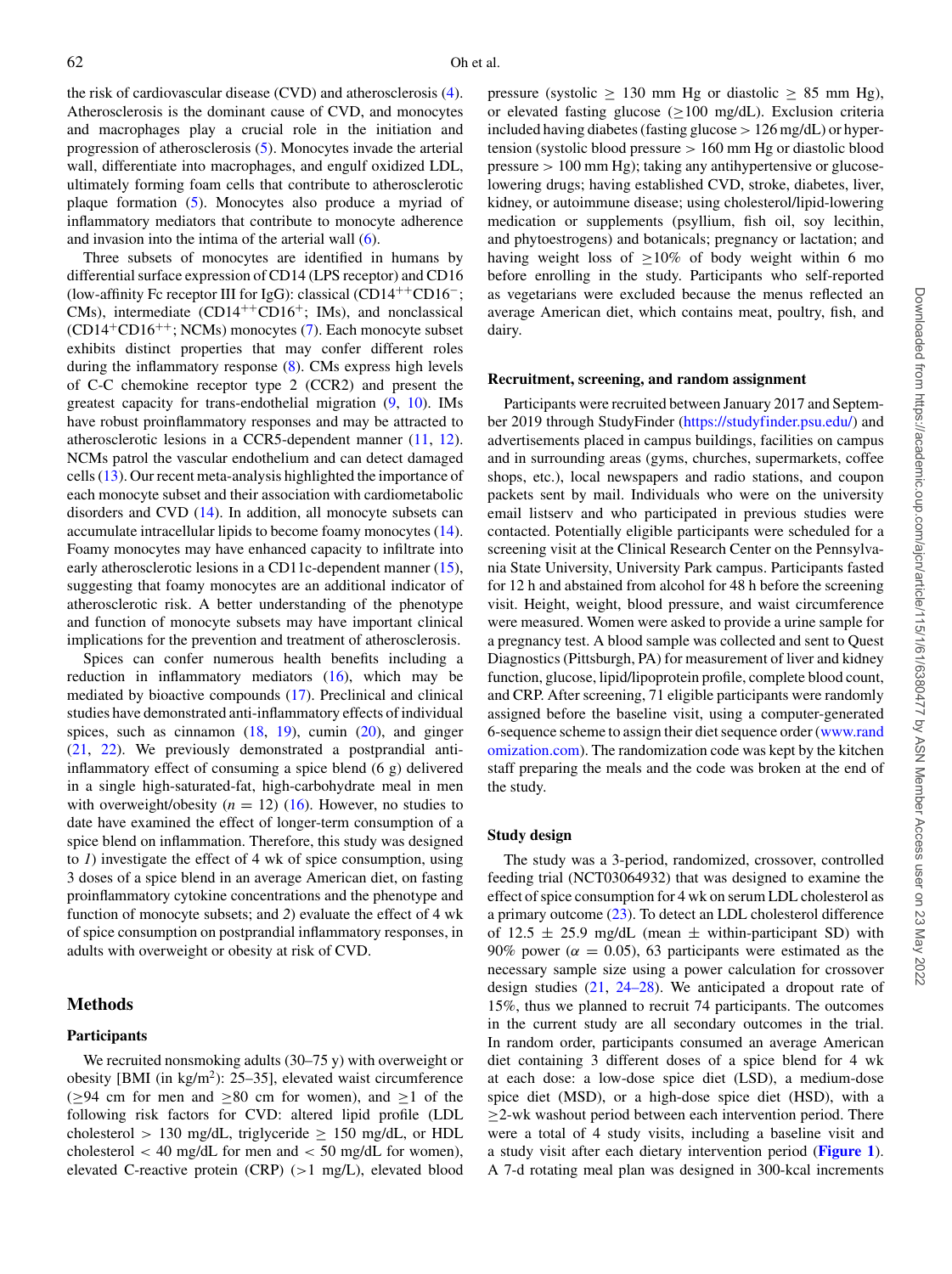the risk of cardiovascular disease (CVD) and atherosclerosis (4). Atherosclerosis is the dominant cause of CVD, and monocytes and macrophages play a crucial role in the initiation and progression of atherosclerosis (5). Monocytes invade the arterial wall, differentiate into macrophages, and engulf oxidized LDL, ultimately forming foam cells that contribute to atherosclerotic plaque formation (5). Monocytes also produce a myriad of inflammatory mediators that contribute to monocyte adherence and invasion into the intima of the arterial wall (6).

Three subsets of monocytes are identified in humans by differential surface expression of CD14 (LPS receptor) and CD16 (low-affinity Fc receptor III for IgG): classical ($CD14^{++}CD16^{-}$; CMs), intermediate ($CD14^{++}CD16^{+}$; IMs), and nonclassical ($CD14^{+}CD16^{++}$; NCMs) monocytes (7). Each monocyte subset exhibits distinct properties that may confer different roles during the inflammatory response (8). CMs express high levels of C-C chemokine receptor type 2 (CCR2) and present the greatest capacity for trans-endothelial migration (9, 10). IMs have robust proinflammatory responses and may be attracted to atherosclerotic lesions in a CCR5-dependent manner (11, 12). NCMs patrol the vascular endothelium and can detect damaged cells (13). Our recent meta-analysis highlighted the importance of each monocyte subset and their association with cardiometabolic disorders and CVD (14). In addition, all monocyte subsets can accumulate intracellular lipids to become foamy monocytes (14). Foamy monocytes may have enhanced capacity to infiltrate into early atherosclerotic lesions in a CD11c-dependent manner (15), suggesting that foamy monocytes are an additional indicator of atherosclerotic risk. A better understanding of the phenotype and function of monocyte subsets may have important clinical implications for the prevention and treatment of atherosclerosis.

Spices can confer numerous health benefits including a reduction in inflammatory mediators (16), which may be mediated by bioactive compounds (17). Preclinical and clinical studies have demonstrated anti-inflammatory effects of individual spices, such as cinnamon (18, 19), cumin (20), and ginger (21, 22). We previously demonstrated a postprandial anti-inflammatory effect of consuming a spice blend (6 g) delivered in a single high-saturated-fat, high-carbohydrate meal in men with overweight/obesity ($n$ = 12) (16). However, no studies to date have examined the effect of longer-term consumption of a spice blend on inflammation. Therefore, this study was designed to *1*) investigate the effect of 4 wk of spice consumption, using 3 doses of a spice blend in an average American diet, on fasting proinflammatory cytokine concentrations and the phenotype and function of monocyte subsets; and *2*) evaluate the effect of 4 wk of spice consumption on postprandial inflammatory responses, in adults with overweight or obesity at risk of CVD.

## Methods

### Participants

We recruited nonsmoking adults (30–75 y) with overweight or obesity [BMI (in kg/m$^2$): 25–35], elevated waist circumference (≥94 cm for men and ≥80 cm for women), and ≥1 of the following risk factors for CVD: altered lipid profile (LDL cholesterol > 130 mg/dL, triglyceride ≥ 150 mg/dL, or HDL cholesterol < 40 mg/dL for men and < 50 mg/dL for women), elevated C-reactive protein (CRP) (>1 mg/L), elevated blood pressure (systolic ≥ 130 mm Hg or diastolic ≥ 85 mm Hg), or elevated fasting glucose (≥100 mg/dL). Exclusion criteria included having diabetes (fasting glucose > 126 mg/dL) or hypertension (systolic blood pressure > 160 mm Hg or diastolic blood pressure > 100 mm Hg); taking any antihypertensive or glucose-lowering drugs; having established CVD, stroke, diabetes, liver, kidney, or autoimmune disease; using cholesterol/lipid-lowering medication or supplements (psyllium, fish oil, soy lecithin, and phytoestrogens) and botanicals; pregnancy or lactation; and having weight loss of ≥10% of body weight within 6 mo before enrolling in the study. Participants who self-reported as vegetarians were excluded because the menus reflected an average American diet, which contains meat, poultry, fish, and dairy.

### Recruitment, screening, and random assignment

Participants were recruited between January 2017 and September 2019 through StudyFinder (https://studyfinder.psu.edu/) and advertisements placed in campus buildings, facilities on campus and in surrounding areas (gyms, churches, supermarkets, coffee shops, etc.), local newspapers and radio stations, and coupon packets sent by mail. Individuals who were on the university email listserv and who participated in previous studies were contacted. Potentially eligible participants were scheduled for a screening visit at the Clinical Research Center on the Pennsylvania State University, University Park campus. Participants fasted for 12 h and abstained from alcohol for 48 h before the screening visit. Height, weight, blood pressure, and waist circumference were measured. Women were asked to provide a urine sample for a pregnancy test. A blood sample was collected and sent to Quest Diagnostics (Pittsburgh, PA) for measurement of liver and kidney function, glucose, lipid/lipoprotein profile, complete blood count, and CRP. After screening, 71 eligible participants were randomly assigned before the baseline visit, using a computer-generated 6-sequence scheme to assign their diet sequence order (www.randomization.com). The randomization code was kept by the kitchen staff preparing the meals and the code was broken at the end of the study.

### Study design

The study was a 3-period, randomized, crossover, controlled feeding trial (NCT03064932) that was designed to examine the effect of spice consumption for 4 wk on serum LDL cholesterol as a primary outcome (23). To detect an LDL cholesterol difference of 12.5 ± 25.9 mg/dL (mean ± within-participant SD) with 90% power ($\alpha$ = 0.05), 63 participants were estimated as the necessary sample size using a power calculation for crossover design studies (21, 24–28). We anticipated a dropout rate of 15%, thus we planned to recruit 74 participants. The outcomes in the current study are all secondary outcomes in the trial. In random order, participants consumed an average American diet containing 3 different doses of a spice blend for 4 wk at each dose: a low-dose spice diet (LSD), a medium-dose spice diet (MSD), or a high-dose spice diet (HSD), with a ≥2-wk washout period between each intervention period. There were a total of 4 study visits, including a baseline visit and a study visit after each dietary intervention period (**Figure 1**). A 7-d rotating meal plan was designed in 300-kcal increments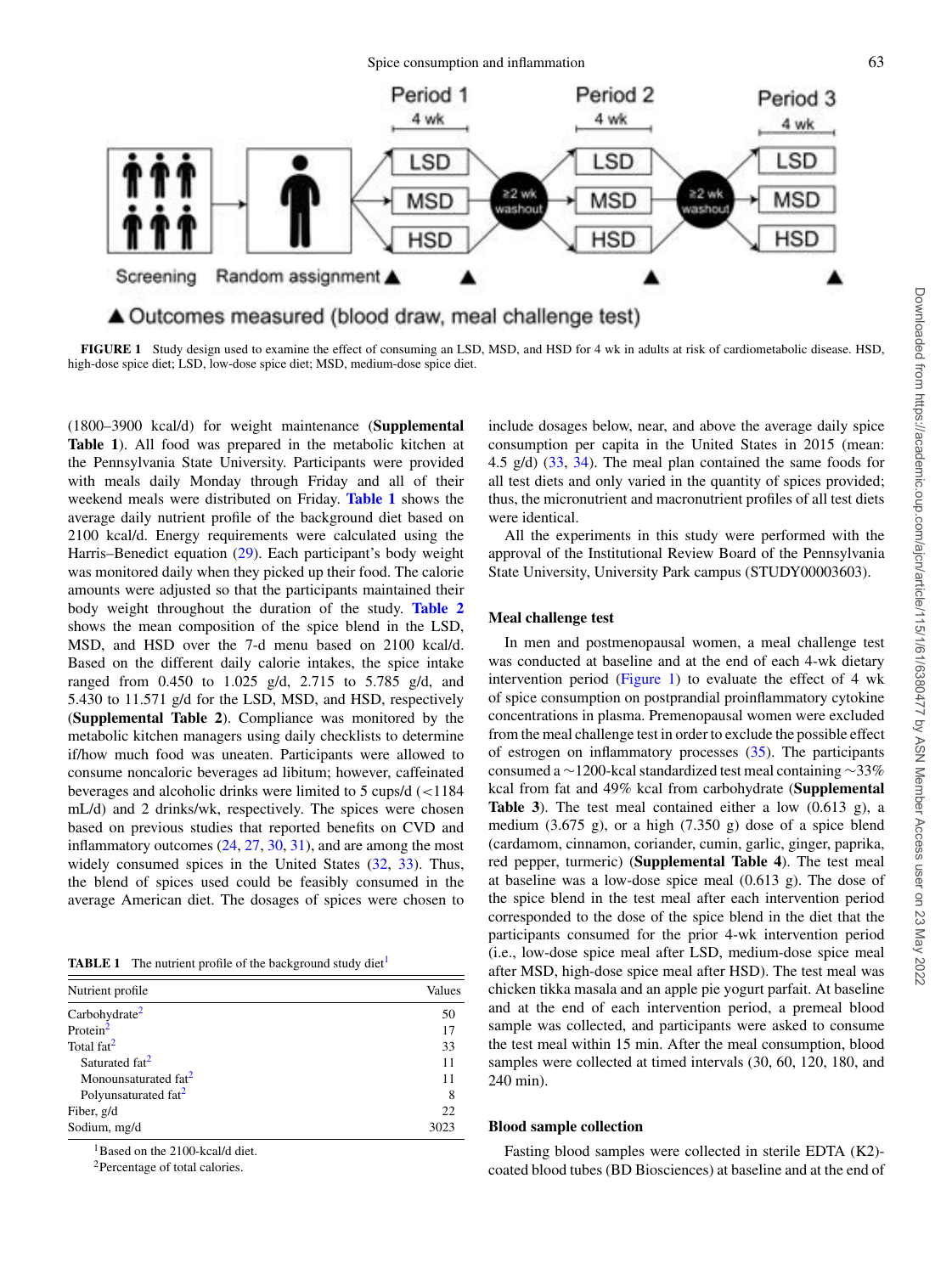FIGURE 1 Study design used to examine the effect of consuming an LSD, MSD, and HSD for 4 wk in adults at risk of cardiometabolic disease. HSD, high-dose spice diet; LSD, low-dose spice diet; MSD, medium-dose spice diet.

(1800–3900 kcal/d) for weight maintenance (**Supplemental Table 1**). All food was prepared in the metabolic kitchen at the Pennsylvania State University. Participants were provided with meals daily Monday through Friday and all of their weekend meals were distributed on Friday. **Table 1** shows the average daily nutrient profile of the background diet based on 2100 kcal/d. Energy requirements were calculated using the Harris–Benedict equation (29). Each participant's body weight was monitored daily when they picked up their food. The calorie amounts were adjusted so that the participants maintained their body weight throughout the duration of the study. **Table 2** shows the mean composition of the spice blend in the LSD, MSD, and HSD over the 7-d menu based on 2100 kcal/d. Based on the different daily calorie intakes, the spice intake ranged from 0.450 to 1.025 g/d, 2.715 to 5.785 g/d, and 5.430 to 11.571 g/d for the LSD, MSD, and HSD, respectively (**Supplemental Table 2**). Compliance was monitored by the metabolic kitchen managers using daily checklists to determine if/how much food was uneaten. Participants were allowed to consume noncaloric beverages ad libitum; however, caffeinated beverages and alcoholic drinks were limited to 5 cups/d (<1184 mL/d) and 2 drinks/wk, respectively. The spices were chosen based on previous studies that reported benefits on CVD and inflammatory outcomes (24, 27, 30, 31), and are among the most widely consumed spices in the United States (32, 33). Thus, the blend of spices used could be feasibly consumed in the average American diet. The dosages of spices were chosen to include dosages below, near, and above the average daily spice consumption per capita in the United States in 2015 (mean: 4.5 g/d) (33, 34). The meal plan contained the same foods for all test diets and only varied in the quantity of spices provided; thus, the micronutrient and macronutrient profiles of all test diets were identical.

All the experiments in this study were performed with the approval of the Institutional Review Board of the Pennsylvania State University, University Park campus (STUDY00003603).

**TABLE 1** The nutrient profile of the background study diet[1]

| Nutrient profile | Values |
|---|---|
| Carbohydrate[2] | 50 |
| Protein[2] | 17 |
| Total fat[2] | 33 |
| Saturated fat[2] | 11 |
| Monounsaturated fat[2] | 11 |
| Polyunsaturated fat[2] | 8 |
| Fiber, g/d | 22 |
| Sodium, mg/d | 3023 |

[1]Based on the 2100-kcal/d diet.
[2]Percentage of total calories.

### Meal challenge test

In men and postmenopausal women, a meal challenge test was conducted at baseline and at the end of each 4-wk dietary intervention period (Figure 1) to evaluate the effect of 4 wk of spice consumption on postprandial proinflammatory cytokine concentrations in plasma. Premenopausal women were excluded from the meal challenge test in order to exclude the possible effect of estrogen on inflammatory processes (35). The participants consumed a ∼1200-kcal standardized test meal containing ∼33% kcal from fat and 49% kcal from carbohydrate (**Table 3**). The test meal contained either a low (0.613 g), a medium (3.675 g), or a high (7.350 g) dose of a spice blend (cardamom, cinnamon, coriander, cumin, garlic, ginger, paprika, red pepper, turmeric) (**Supplemental Table 4**). The test meal at baseline was a low-dose spice meal (0.613 g). The dose of the spice blend in the test meal after each intervention period corresponded to the dose of the spice blend in the diet that the participants consumed for the prior 4-wk intervention period (i.e., low-dose spice meal after LSD, medium-dose spice meal after MSD, high-dose spice meal after HSD). The test meal was chicken tikka masala and an apple pie yogurt parfait. At baseline and at the end of each intervention period, a premeal blood sample was collected, and participants were asked to consume the test meal within 15 min. After the meal consumption, blood samples were collected at timed intervals (30, 60, 120, 180, and 240 min).

### Blood sample collection

Fasting blood samples were collected in sterile EDTA (K2)-coated blood tubes (BD Biosciences) at baseline and at the end of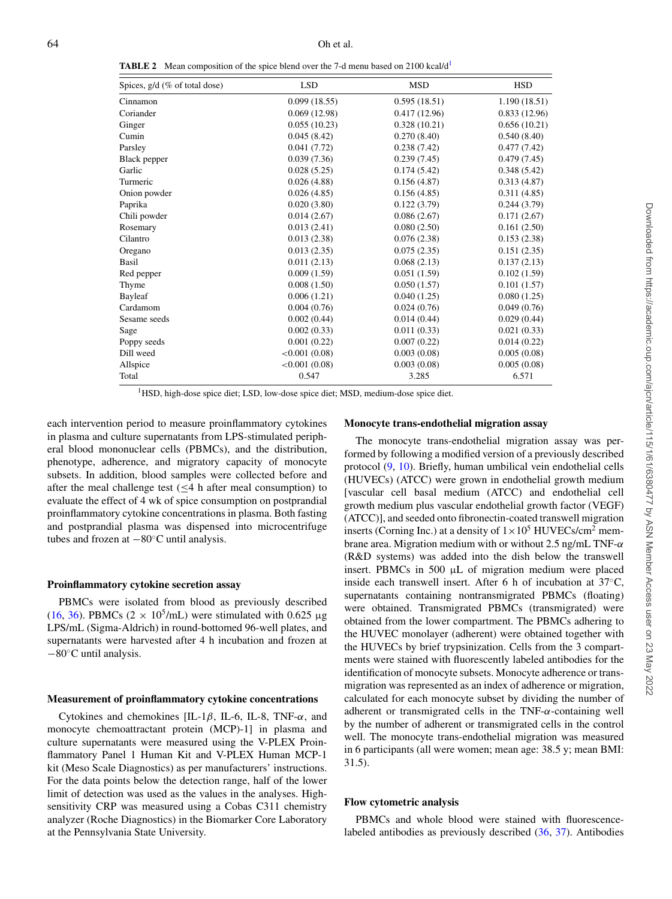**TABLE 2** Mean composition of the spice blend over the 7-d menu based on 2100 kcal/d[1]

| Spices, g/d (% of total dose) | LSD | MSD | HSD |
|---|---|---|---|
| Cinnamon | 0.099 (18.55) | 0.595 (18.51) | 1.190 (18.51) |
| Coriander | 0.069 (12.98) | 0.417 (12.96) | 0.833 (12.96) |
| Ginger | 0.055 (10.23) | 0.328 (10.21) | 0.656 (10.21) |
| Cumin | 0.045 (8.42) | 0.270 (8.40) | 0.540 (8.40) |
| Parsley | 0.041 (7.72) | 0.238 (7.42) | 0.477 (7.42) |
| Black pepper | 0.039 (7.36) | 0.239 (7.45) | 0.479 (7.45) |
| Garlic | 0.028 (5.25) | 0.174 (5.42) | 0.348 (5.42) |
| Turmeric | 0.026 (4.88) | 0.156 (4.87) | 0.313 (4.87) |
| Onion powder | 0.026 (4.85) | 0.156 (4.85) | 0.311 (4.85) |
| Paprika | 0.020 (3.80) | 0.122 (3.79) | 0.244 (3.79) |
| Chili powder | 0.014 (2.67) | 0.086 (2.67) | 0.171 (2.67) |
| Rosemary | 0.013 (2.41) | 0.080 (2.50) | 0.161 (2.50) |
| Cilantro | 0.013 (2.38) | 0.076 (2.38) | 0.153 (2.38) |
| Oregano | 0.013 (2.35) | 0.075 (2.35) | 0.151 (2.35) |
| Basil | 0.011 (2.13) | 0.068 (2.13) | 0.137 (2.13) |
| Red pepper | 0.009 (1.59) | 0.051 (1.59) | 0.102 (1.59) |
| Thyme | 0.008 (1.50) | 0.050 (1.57) | 0.101 (1.57) |
| Bayleaf | 0.006 (1.21) | 0.040 (1.25) | 0.080 (1.25) |
| Cardamom | 0.004 (0.76) | 0.024 (0.76) | 0.049 (0.76) |
| Sesame seeds | 0.002 (0.44) | 0.014 (0.44) | 0.029 (0.44) |
| Sage | 0.002 (0.33) | 0.011 (0.33) | 0.021 (0.33) |
| Poppy seeds | 0.001 (0.22) | 0.007 (0.22) | 0.014 (0.22) |
| Dill weed | <0.001 (0.08) | 0.003 (0.08) | 0.005 (0.08) |
| Allspice | <0.001 (0.08) | 0.003 (0.08) | 0.005 (0.08) |
| Total | 0.547 | 3.285 | 6.571 |

[1]HSD, high-dose spice diet; LSD, low-dose spice diet; MSD, medium-dose spice diet.

each intervention period to measure proinflammatory cytokines in plasma and culture supernatants from LPS-stimulated peripheral blood mononuclear cells (PBMCs), and the distribution, phenotype, adherence, and migratory capacity of monocyte subsets. In addition, blood samples were collected before and after the meal challenge test (≤4 h after meal consumption) to evaluate the effect of 4 wk of spice consumption on postprandial proinflammatory cytokine concentrations in plasma. Both fasting and postprandial plasma was dispensed into microcentrifuge tubes and frozen at −80°C until analysis.

### Proinflammatory cytokine secretion assay

PBMCs were isolated from blood as previously described (16, 36). PBMCs ($2 \times 10^5$/mL) were stimulated with 0.625 μg LPS/mL (Sigma-Aldrich) in round-bottomed 96-well plates, and supernatants were harvested after 4 h incubation and frozen at −80°C until analysis.

### Measurement of proinflammatory cytokine concentrations

Cytokines and chemokines [IL-1$\beta$, IL-6, IL-8, TNF-$\alpha$, and monocyte chemoattractant protein (MCP)-1] in plasma and culture supernatants were measured using the V-PLEX Proinflammatory Panel 1 Human Kit and V-PLEX Human MCP-1 kit (Meso Scale Diagnostics) as per manufacturers' instructions. For the data points below the detection range, half of the lower limit of detection was used as the values in the analyses. High-sensitivity CRP was measured using a Cobas C311 chemistry analyzer (Roche Diagnostics) in the Biomarker Core Laboratory at the Pennsylvania State University.

### Monocyte trans-endothelial migration assay

The monocyte trans-endothelial migration assay was performed by following a modified version of a previously described protocol (9, 10). Briefly, human umbilical vein endothelial cells (HUVECs) (ATCC) were grown in endothelial growth medium [vascular cell basal medium (ATCC) and endothelial cell growth medium plus vascular endothelial growth factor (VEGF) (ATCC)], and seeded onto fibronectin-coated transwell migration inserts (Corning Inc.) at a density of $1 \times 10^5$ HUVECs/cm$^2$ membrane area. Migration medium with or without 2.5 ng/mL TNF-$\alpha$ (R&D systems) was added into the dish below the transwell insert. PBMCs in 500 μL of migration medium were placed inside each transwell insert. After 6 h of incubation at 37°C, supernatants containing nontransmigrated PBMCs (floating) were obtained. Transmigrated PBMCs (transmigrated) were obtained from the lower compartment. The PBMCs adhering to the HUVEC monolayer (adherent) were obtained together with the HUVECs by brief trypsinization. Cells from the 3 compartments were stained with fluorescently labeled antibodies for the identification of monocyte subsets. Monocyte adherence or transmigration was represented as an index of adherence or migration, calculated for each monocyte subset by dividing the number of adherent or transmigrated cells in the TNF-$\alpha$-containing well by the number of adherent or transmigrated cells in the control well. The monocyte trans-endothelial migration was measured in 6 participants (all were women; mean age: 38.5 y; mean BMI: 31.5).

### Flow cytometric analysis

PBMCs and whole blood were stained with fluorescence-labeled antibodies as previously described (36, 37). Antibodies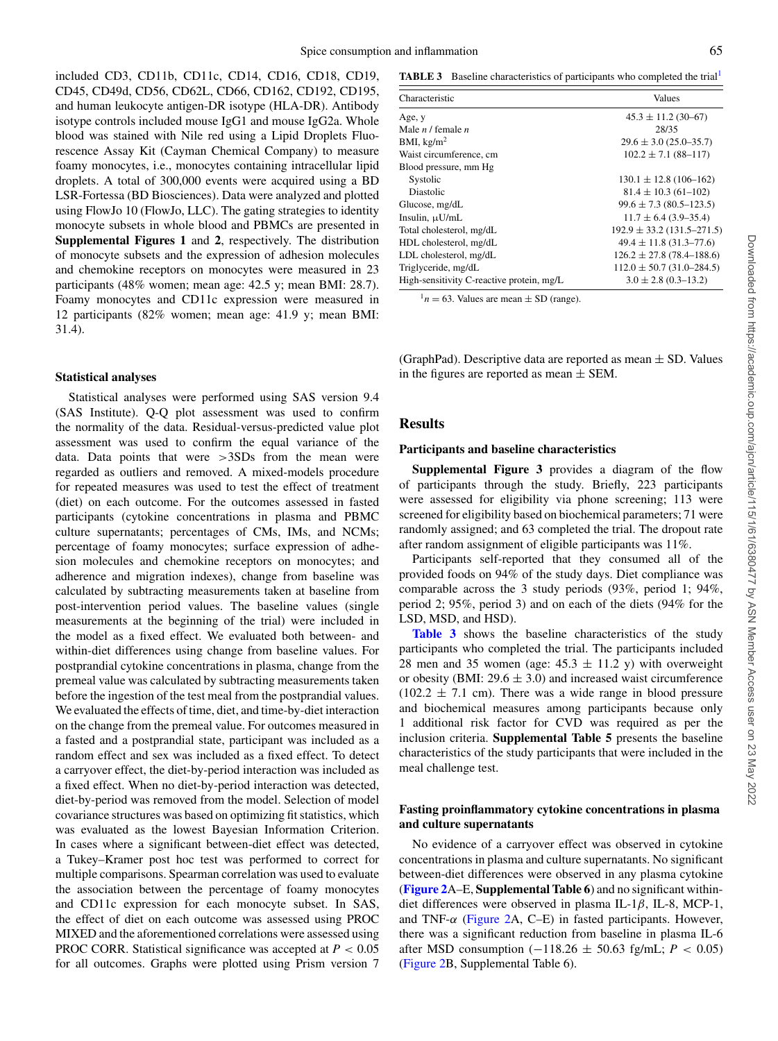included CD3, CD11b, CD11c, CD14, CD16, CD18, CD19, CD45, CD49d, CD56, CD62L, CD66, CD162, CD192, CD195, and human leukocyte antigen-DR isotype (HLA-DR). Antibody isotype controls included mouse IgG1 and mouse IgG2a. Whole blood was stained with Nile red using a Lipid Droplets Fluorescence Assay Kit (Cayman Chemical Company) to measure foamy monocytes, i.e., monocytes containing intracellular lipid droplets. A total of 300,000 events were acquired using a BD LSR-Fortessa (BD Biosciences). Data were analyzed and plotted using FlowJo 10 (FlowJo, LLC). The gating strategies to identity monocyte subsets in whole blood and PBMCs are presented in **Supplemental Figures 1** and **2**, respectively. The distribution of monocyte subsets and the expression of adhesion molecules and chemokine receptors on monocytes were measured in 23 participants (48% women; mean age: 42.5 y; mean BMI: 28.7). Foamy monocytes and CD11c expression were measured in 12 participants (82% women; mean age: 41.9 y; mean BMI: 31.4).

### Statistical analyses

Statistical analyses were performed using SAS version 9.4 (SAS Institute). Q-Q plot assessment was used to confirm the normality of the data. Residual-versus-predicted value plot assessment was used to confirm the equal variance of the data. Data points that were >3SDs from the mean were regarded as outliers and removed. A mixed-models procedure for repeated measures was used to test the effect of treatment (diet) on each outcome. For the outcomes assessed in fasted participants (cytokine concentrations in plasma and PBMC culture supernatants; percentages of CMs, IMs, and NCMs; percentage of foamy monocytes; surface expression of adhesion molecules and chemokine receptors on monocytes; and adherence and migration indexes), change from baseline was calculated by subtracting measurements taken at baseline from post-intervention period values. The baseline values (single measurements at the beginning of the trial) were included in the model as a fixed effect. We evaluated both between- and within-diet differences using change from baseline values. For postprandial cytokine concentrations in plasma, change from the premeal value was calculated by subtracting measurements taken before the ingestion of the test meal from the postprandial values. We evaluated the effects of time, diet, and time-by-diet interaction on the change from the premeal value. For outcomes measured in a fasted and a postprandial state, participant was included as a random effect and sex was included as a fixed effect. To detect a carryover effect, the diet-by-period interaction was included as a fixed effect. When no diet-by-period interaction was detected, diet-by-period was removed from the model. Selection of model covariance structures was based on optimizing fit statistics, which was evaluated as the lowest Bayesian Information Criterion. In cases where a significant between-diet effect was detected, a Tukey–Kramer post hoc test was performed to correct for multiple comparisons. Spearman correlation was used to evaluate the association between the percentage of foamy monocytes and CD11c expression for each monocyte subset. In SAS, the effect of diet on each outcome was assessed using PROC MIXED and the aforementioned correlations were assessed using PROC CORR. Statistical significance was accepted at $P < 0.05$ for all outcomes. Graphs were plotted using Prism version 7 (GraphPad). Descriptive data are reported as mean ± SD. Values in the figures are reported as mean ± SEM.

**TABLE 3** Baseline characteristics of participants who completed the trial[1]

| Characteristic | Values |
|---|---|
| Age, y | 45.3 ± 11.2 (30–67) |
| Male *n* / female *n* | 28/35 |
| BMI, kg/m$^2$ | 29.6 ± 3.0 (25.0–35.7) |
| Waist circumference, cm | 102.2 ± 7.1 (88–117) |
| Blood pressure, mm Hg | |
| Systolic | 130.1 ± 12.8 (106–162) |
| Diastolic | 81.4 ± 10.3 (61–102) |
| Glucose, mg/dL | 99.6 ± 7.3 (80.5–123.5) |
| Insulin, μU/mL | 11.7 ± 6.4 (3.9–35.4) |
| Total cholesterol, mg/dL | 192.9 ± 33.2 (131.5–271.5) |
| HDL cholesterol, mg/dL | 49.4 ± 11.8 (31.3–77.6) |
| LDL cholesterol, mg/dL | 126.2 ± 27.8 (78.4–188.6) |
| Triglyceride, mg/dL | 112.0 ± 50.7 (31.0–284.5) |
| High-sensitivity C-reactive protein, mg/L | 3.0 ± 2.8 (0.3–13.2) |

[1] *n* = 63. Values are mean ± SD (range).

## Results

### Participants and baseline characteristics

**Supplemental Figure 3** provides a diagram of the flow of participants through the study. Briefly, 223 participants were assessed for eligibility via phone screening; 113 were screened for eligibility based on biochemical parameters; 71 were randomly assigned; and 63 completed the trial. The dropout rate after random assignment of eligible participants was 11%.

Participants self-reported that they consumed all of the provided foods on 94% of the study days. Diet compliance was comparable across the 3 study periods (93%, period 1; 94%, period 2; 95%, period 3) and on each of the diets (94% for the LSD, MSD, and HSD).

**Table 3** shows the baseline characteristics of the study participants who completed the trial. The participants included 28 men and 35 women (age: 45.3 ± 11.2 y) with overweight or obesity (BMI: 29.6 ± 3.0) and increased waist circumference (102.2 ± 7.1 cm). There was a wide range in blood pressure and biochemical measures among participants because only 1 additional risk factor for CVD was required as per the inclusion criteria. **Supplemental Table 5** presents the baseline characteristics of the study participants that were included in the meal challenge test.

### Fasting proinflammatory cytokine concentrations in plasma and culture supernatants

No evidence of a carryover effect was observed in cytokine concentrations in plasma and culture supernatants. No significant between-diet differences were observed in any plasma cytokine (**Figure 2**A–E, **Supplemental Table 6**) and no significant within-diet differences were observed in plasma IL-1$\beta$, IL-8, MCP-1, and TNF-$\alpha$ (Figure 2A, C–E) in fasted participants. However, there was a significant reduction from baseline in plasma IL-6 after MSD consumption (−118.26 ± 50.63 fg/mL; $P < 0.05$) (Figure 2B, Supplemental Table 6).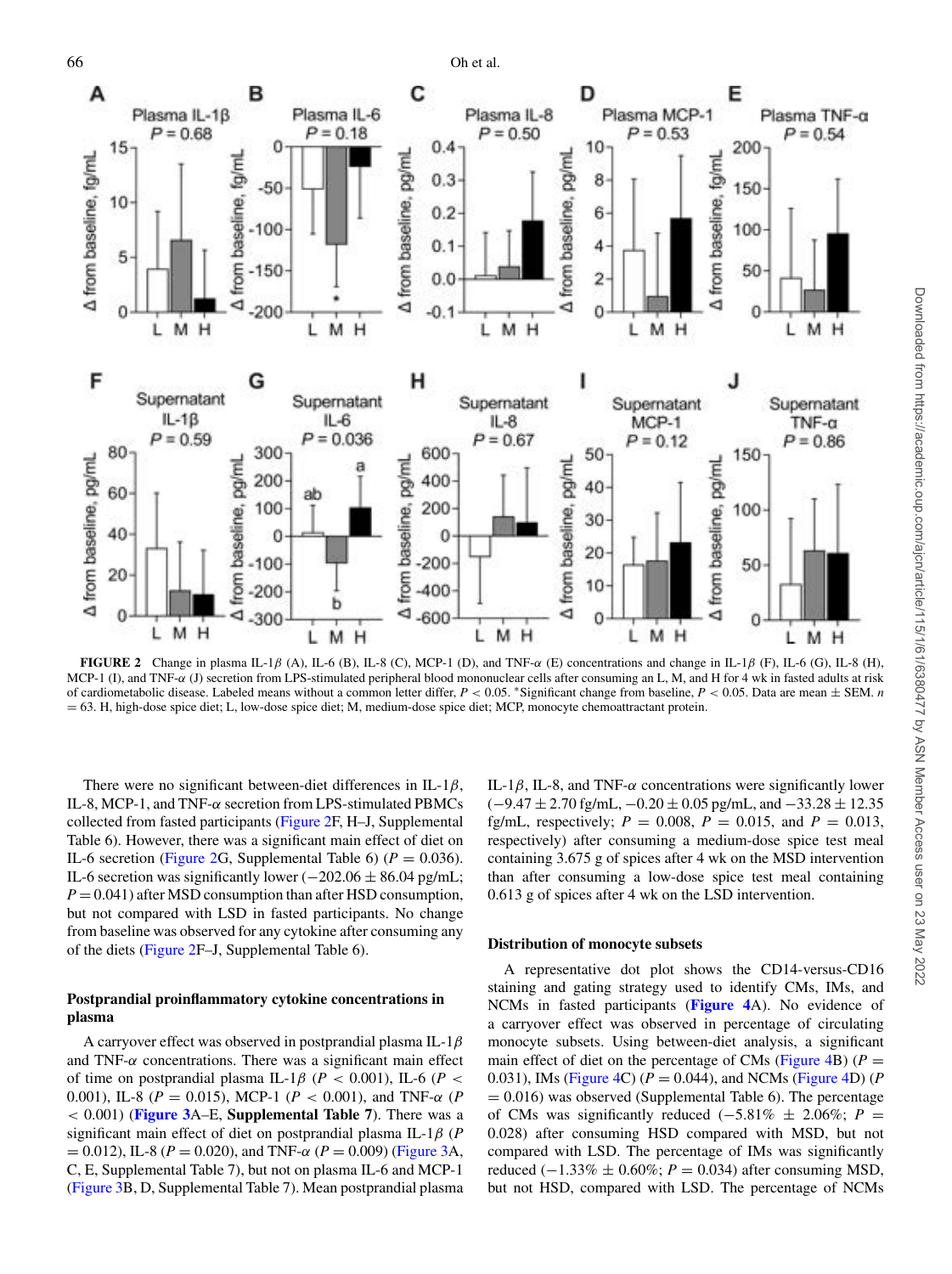**FIGURE 2** Change in plasma IL-1$\beta$ (A), IL-6 (B), IL-8 (C), MCP-1 (D), and TNF-$\alpha$ (E) concentrations and change in IL-1$\beta$ (F), IL-6 (G), IL-8 (H), MCP-1 (I), and TNF-$\alpha$ (J) secretion from LPS-stimulated peripheral blood mononuclear cells after consuming an L, M, and H for 4 wk in fasted adults at risk of cardiometabolic disease. Labeled means without a common letter differ, $P < 0.05$. *Significant change from baseline, $P < 0.05$. Data are mean ± SEM. $n = 63$. H, high-dose spice diet; L, low-dose spice diet; M, medium-dose spice diet; MCP, monocyte chemoattractant protein.

There were no significant between-diet differences in IL-1$\beta$, IL-8, MCP-1, and TNF-$\alpha$ secretion from LPS-stimulated PBMCs collected from fasted participants (Figure 2F, H–J, Supplemental Table 6). However, there was a significant main effect of diet on IL-6 secretion (Figure 2G, Supplemental Table 6) ($P = 0.036$). IL-6 secretion was significantly lower (−202.06 ± 86.04 pg/mL; $P = 0.041$) after MSD consumption than after HSD consumption, but not compared with LSD in fasted participants. No change from baseline was observed for any cytokine after consuming any of the diets (Figure 2F–J, Supplemental Table 6).

### Postprandial proinflammatory cytokine concentrations in plasma

A carryover effect was observed in postprandial plasma IL-1$\beta$ and TNF-$\alpha$ concentrations. There was a significant main effect of time on postprandial plasma IL-1$\beta$ ($P < 0.001$), IL-6 ($P < 0.001$), IL-8 ($P = 0.015$), MCP-1 ($P < 0.001$), and TNF-$\alpha$ ($P < 0.001$) (**Figure 3**A–E, **Supplemental Table 7**). There was a significant main effect of diet on postprandial plasma IL-1$\beta$ ($P = 0.012$), IL-8 ($P = 0.020$), and TNF-$\alpha$ ($P = 0.009$) (Figure 3A, C, E, Supplemental Table 7), but not on plasma IL-6 and MCP-1 (Figure 3B, D, Supplemental Table 7). Mean postprandial plasma IL-1$\beta$, IL-8, and TNF-$\alpha$ concentrations were significantly lower (−9.47 ± 2.70 fg/mL, −0.20 ± 0.05 pg/mL, and −33.28 ± 12.35 fg/mL, respectively; $P = 0.008$, $P = 0.015$, and $P = 0.013$, respectively) after consuming a medium-dose spice test meal containing 3.675 g of spices after 4 wk on the MSD intervention than after consuming a low-dose spice test meal containing 0.613 g of spices after 4 wk on the LSD intervention.

### Distribution of monocyte subsets

A representative dot plot shows the CD14-versus-CD16 staining and gating strategy used to identify CMs, IMs, and NCMs in fasted participants (**Figure 4**A). No evidence of a carryover effect was observed in percentage of circulating monocyte subsets. Using between-diet analysis, a significant main effect of diet on the percentage of CMs (Figure 4B) ($P = 0.031$), IMs (Figure 4C) ($P = 0.044$), and NCMs (Figure 4D) ($P = 0.016$) was observed (Supplemental Table 6). The percentage of CMs was significantly reduced (−5.81% ± 2.06%; $P = 0.028$) after consuming HSD compared with MSD, but not compared with LSD. The percentage of IMs was significantly reduced (−1.33% ± 0.60%; $P = 0.034$) after consuming MSD, but not HSD, compared with LSD. The percentage of NCMs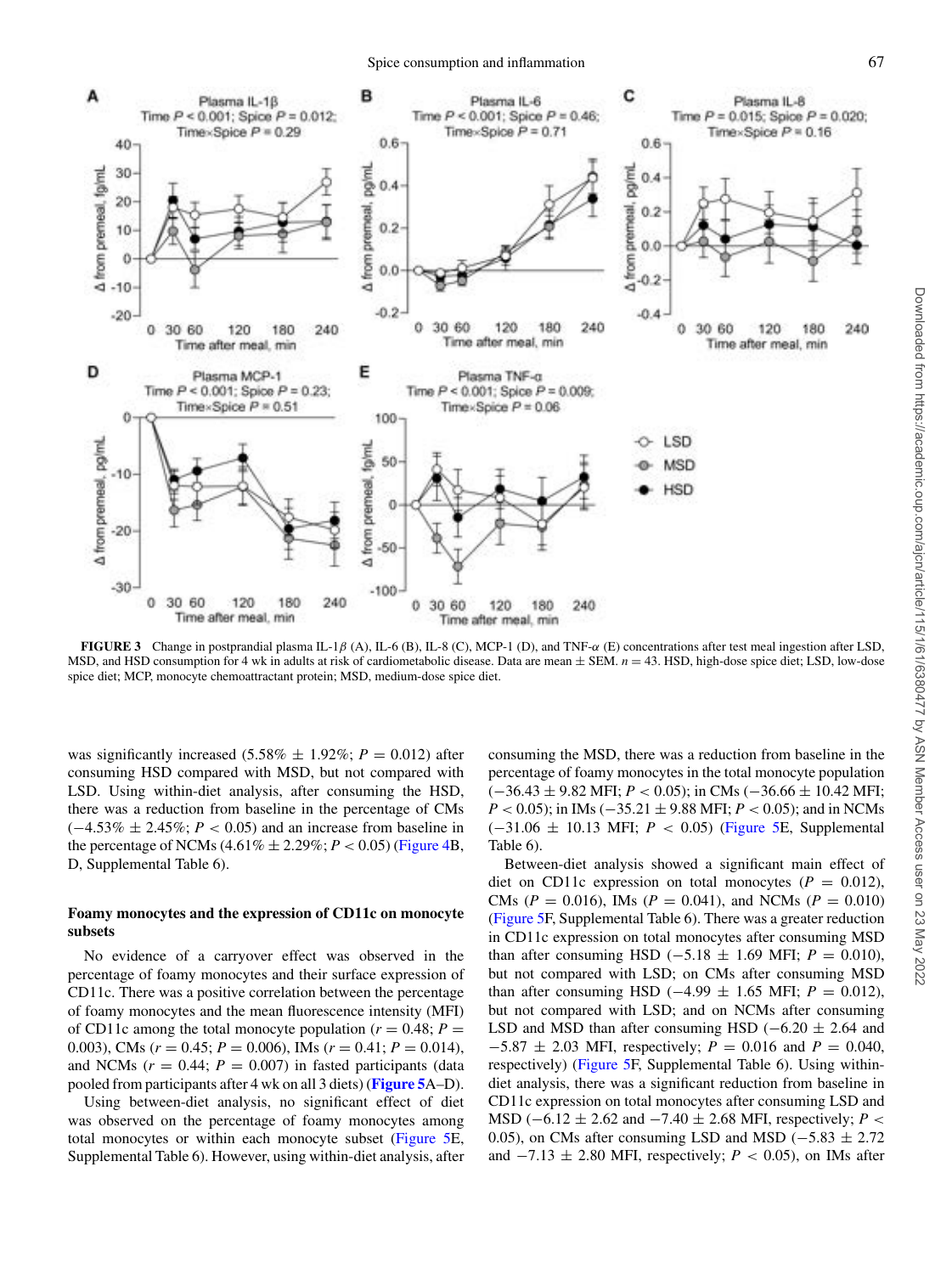FIGURE 3 Change in postprandial plasma IL-1$\beta$ (A), IL-6 (B), IL-8 (C), MCP-1 (D), and TNF-$\alpha$ (E) concentrations after test meal ingestion after LSD, MSD, and HSD consumption for 4 wk in adults at risk of cardiometabolic disease. Data are mean ± SEM. $n = 43$. HSD, high-dose spice diet; LSD, low-dose spice diet; MCP, monocyte chemoattractant protein; MSD, medium-dose spice diet.

was significantly increased (5.58% ± 1.92%; $P = 0.012$) after consuming HSD compared with MSD, but not compared with LSD. Using within-diet analysis, after consuming the HSD, there was a reduction from baseline in the percentage of CMs (−4.53% ± 2.45%; $P < 0.05$) and an increase from baseline in the percentage of NCMs (4.61% ± 2.29%; $P < 0.05$) (Figure 4B, D, Supplemental Table 6).

### Foamy monocytes and the expression of CD11c on monocyte subsets

No evidence of a carryover effect was observed in the percentage of foamy monocytes and their surface expression of CD11c. There was a positive correlation between the percentage of foamy monocytes and the mean fluorescence intensity (MFI) of CD11c among the total monocyte population ($r = 0.48$; $P = 0.003$), CMs ($r = 0.45$; $P = 0.006$), IMs ($r = 0.41$; $P = 0.014$), and NCMs ($r = 0.44$; $P = 0.007$) in fasted participants (data pooled from participants after 4 wk on all 3 diets) (**Figure 5**A–D).

Using between-diet analysis, no significant effect of diet was observed on the percentage of foamy monocytes among total monocytes or within each monocyte subset (Figure 5E, Supplemental Table 6). However, using within-diet analysis, after consuming the MSD, there was a reduction from baseline in the percentage of foamy monocytes in the total monocyte population (−36.43 ± 9.82 MFI; $P < 0.05$); in CMs (−36.66 ± 10.42 MFI; $P < 0.05$); in IMs (−35.21 ± 9.88 MFI; $P < 0.05$); and in NCMs (−31.06 ± 10.13 MFI; $P < 0.05$) (Figure 5E, Supplemental Table 6).

Between-diet analysis showed a significant main effect of diet on CD11c expression on total monocytes ($P = 0.012$), CMs ($P = 0.016$), IMs ($P = 0.041$), and NCMs ($P = 0.010$) (Figure 5F, Supplemental Table 6). There was a greater reduction in CD11c expression on total monocytes after consuming MSD than after consuming HSD (−5.18 ± 1.69 MFI; $P = 0.010$), but not compared with LSD; on CMs after consuming MSD than after consuming HSD (−4.99 ± 1.65 MFI; $P = 0.012$), but not compared with LSD; and on NCMs after consuming LSD and MSD than after consuming HSD (−6.20 ± 2.64 and −5.87 ± 2.03 MFI, respectively; $P = 0.016$ and $P = 0.040$, respectively) (Figure 5F, Supplemental Table 6). Using within-diet analysis, there was a significant reduction from baseline in CD11c expression on total monocytes after consuming LSD and MSD (−6.12 ± 2.62 and −7.40 ± 2.68 MFI, respectively; $P < 0.05$), on CMs after consuming LSD and MSD (−5.83 ± 2.72 and −7.13 ± 2.80 MFI, respectively; $P < 0.05$), on IMs after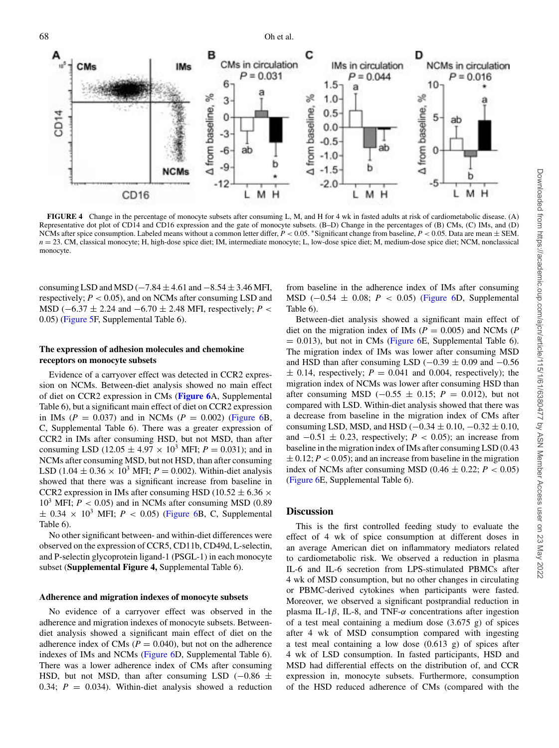**FIGURE 4** Change in the percentage of monocyte subsets after consuming L, M, and H for 4 wk in fasted adults at risk of cardiometabolic disease. (A) Representative dot plot of CD14 and CD16 expression and the gate of monocyte subsets. (B–D) Change in the percentages of (B) CMs, (C) IMs, and (D) NCMs after spice consumption. Labeled means without a common letter differ, $P < 0.05$. *Significant change from baseline, $P < 0.05$. Data are mean ± SEM. $n = 23$. CM, classical monocyte; H, high-dose spice diet; IM, intermediate monocyte; L, low-dose spice diet; M, medium-dose spice diet; NCM, nonclassical monocyte.

consuming LSD and MSD (−7.84 ± 4.61 and −8.54 ± 3.46 MFI, respectively; $P < 0.05$), and on NCMs after consuming LSD and MSD (−6.37 ± 2.24 and −6.70 ± 2.48 MFI, respectively; $P < 0.05$) (Figure 5F, Supplemental Table 6).

### The expression of adhesion molecules and chemokine receptors on monocyte subsets

Evidence of a carryover effect was detected in CCR2 expression on NCMs. Between-diet analysis showed no main effect of diet on CCR2 expression in CMs (**Figure 6**A, Supplemental Table 6), but a significant main effect of diet on CCR2 expression in IMs ($P = 0.037$) and in NCMs ($P = 0.002$) (Figure 6B, C, Supplemental Table 6). There was a greater expression of CCR2 in IMs after consuming HSD, but not MSD, than after consuming LSD (12.05 ± 4.97 × $10^3$ MFI; $P = 0.031$); and in NCMs after consuming MSD, but not HSD, than after consuming LSD (1.04 ± 0.36 × $10^3$ MFI; $P = 0.002$). Within-diet analysis showed that there was a significant increase from baseline in CCR2 expression in IMs after consuming HSD (10.52 ± 6.36 × $10^3$ MFI; $P < 0.05$) and in NCMs after consuming MSD (0.89 ± 0.34 × $10^3$ MFI; $P < 0.05$) (Figure 6B, C, Supplemental Table 6).

No other significant between- and within-diet differences were observed on the expression of CCR5, CD11b, CD49d, L-selectin, and P-selectin glycoprotein ligand-1 (PSGL-1) in each monocyte subset (**Supplemental Figure 4,** Supplemental Table 6).

### Adherence and migration indexes of monocyte subsets

No evidence of a carryover effect was observed in the adherence and migration indexes of monocyte subsets. Between-diet analysis showed a significant main effect of diet on the adherence index of CMs ($P = 0.040$), but not on the adherence indexes of IMs and NCMs (Figure 6D, Supplemental Table 6). There was a lower adherence index of CMs after consuming HSD, but not MSD, than after consuming LSD (−0.86 ± 0.34; $P = 0.034$). Within-diet analysis showed a reduction from baseline in the adherence index of IMs after consuming MSD (−0.54 ± 0.08; $P < 0.05$) (Figure 6D, Supplemental Table 6).

Between-diet analysis showed a significant main effect of diet on the migration index of IMs ($P = 0.005$) and NCMs ($P = 0.013$), but not in CMs (Figure 6E, Supplemental Table 6). The migration index of IMs was lower after consuming MSD and HSD than after consuming LSD (−0.39 ± 0.09 and −0.56 ± 0.14, respectively; $P = 0.041$ and 0.004, respectively); the migration index of NCMs was lower after consuming HSD than after consuming MSD (−0.55 ± 0.15; $P = 0.012$), but not compared with LSD. Within-diet analysis showed that there was a decrease from baseline in the migration index of CMs after consuming LSD, MSD, and HSD (−0.34 ± 0.10, −0.32 ± 0.10, and −0.51 ± 0.23, respectively; $P < 0.05$); an increase from baseline in the migration index of IMs after consuming LSD (0.43 ± 0.12; $P < 0.05$); and an increase from baseline in the migration index of NCMs after consuming MSD (0.46 ± 0.22; $P < 0.05$) (Figure 6E, Supplemental Table 6).

## Discussion

This is the first controlled feeding study to evaluate the effect of 4 wk of spice consumption at different doses in an average American diet on inflammatory mediators related to cardiometabolic risk. We observed a reduction in plasma IL-6 and IL-6 secretion from LPS-stimulated PBMCs after 4 wk of MSD consumption, but no other changes in circulating or PBMC-derived cytokines when participants were fasted. Moreover, we observed a significant postprandial reduction in plasma IL-1$\beta$, IL-8, and TNF-$\alpha$ concentrations after ingestion of a test meal containing a medium dose (3.675 g) of spices after 4 wk of MSD consumption compared with ingesting a test meal containing a low dose (0.613 g) of spices after 4 wk of LSD consumption. In fasted participants, HSD and MSD had differential effects on the distribution of, and CCR expression in, monocyte subsets. Furthermore, consumption of the HSD reduced adherence of CMs (compared with the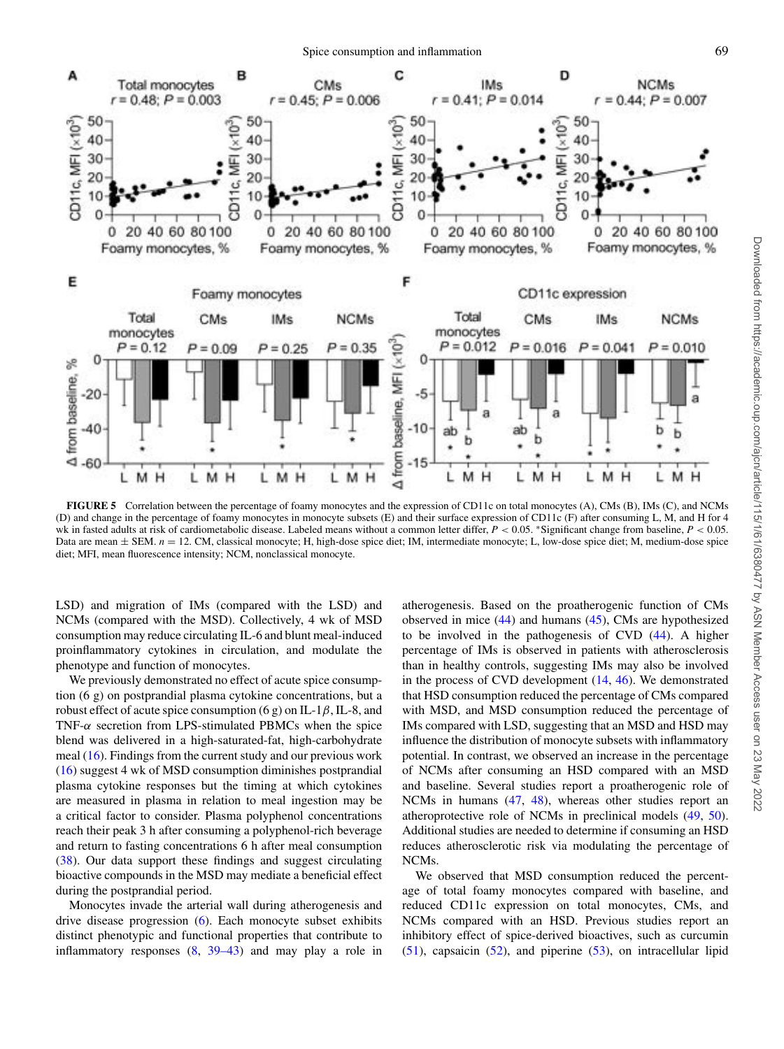**FIGURE 5** Correlation between the percentage of foamy monocytes and the expression of CD11c on total monocytes (A), CMs (B), IMs (C), and NCMs (D) and change in the percentage of foamy monocytes in monocyte subsets (E) and their surface expression of CD11c (F) after consuming L, M, and H for 4 wk in fasted adults at risk of cardiometabolic disease. Labeled means without a common letter differ, $P < 0.05$. *Significant change from baseline, $P < 0.05$. Data are mean ± SEM. $n = 12$. CM, classical monocyte; H, high-dose spice diet; IM, intermediate monocyte; L, low-dose spice diet; M, medium-dose spice diet; MFI, mean fluorescence intensity; NCM, nonclassical monocyte.

LSD) and migration of IMs (compared with the LSD) and NCMs (compared with the MSD). Collectively, 4 wk of MSD consumption may reduce circulating IL-6 and blunt meal-induced proinflammatory cytokines in circulation, and modulate the phenotype and function of monocytes.

We previously demonstrated no effect of acute spice consumption (6 g) on postprandial plasma cytokine concentrations, but a robust effect of acute spice consumption (6 g) on IL-1$\beta$, IL-8, and TNF-$\alpha$ secretion from LPS-stimulated PBMCs when the spice blend was delivered in a high-saturated-fat, high-carbohydrate meal (16). Findings from the current study and our previous work (16) suggest 4 wk of MSD consumption diminishes postprandial plasma cytokine responses but the timing at which cytokines are measured in plasma in relation to meal ingestion may be a critical factor to consider. Plasma polyphenol concentrations reach their peak 3 h after consuming a polyphenol-rich beverage and return to fasting concentrations 6 h after meal consumption (38). Our data support these findings and suggest circulating bioactive compounds in the MSD may mediate a beneficial effect during the postprandial period.

Monocytes invade the arterial wall during atherogenesis and drive disease progression (6). Each monocyte subset exhibits distinct phenotypic and functional properties that contribute to inflammatory responses (8, 39–43) and may play a role in atherogenesis. Based on the proatherogenic function of CMs observed in mice (44) and humans (45), CMs are hypothesized to be involved in the pathogenesis of CVD (44). A higher percentage of IMs is observed in patients with atherosclerosis than in healthy controls, suggesting IMs may also be involved in the process of CVD development (14, 46). We demonstrated that HSD consumption reduced the percentage of CMs compared with MSD, and MSD consumption reduced the percentage of IMs compared with LSD, suggesting that an MSD and HSD may influence the distribution of monocyte subsets with inflammatory potential. In contrast, we observed an increase in the percentage of NCMs after consuming an HSD compared with an MSD and baseline. Several studies report a proatherogenic role of NCMs in humans (47, 48), whereas other studies report an atheroprotective role of NCMs in preclinical models (49, 50). Additional studies are needed to determine if consuming an HSD reduces atherosclerotic risk via modulating the percentage of NCMs.

We observed that MSD consumption reduced the percentage of total foamy monocytes compared with baseline, and reduced CD11c expression on total monocytes, CMs, and NCMs compared with an HSD. Previous studies report an inhibitory effect of spice-derived bioactives, such as curcumin (51), capsaicin (52), and piperine (53), on intracellular lipid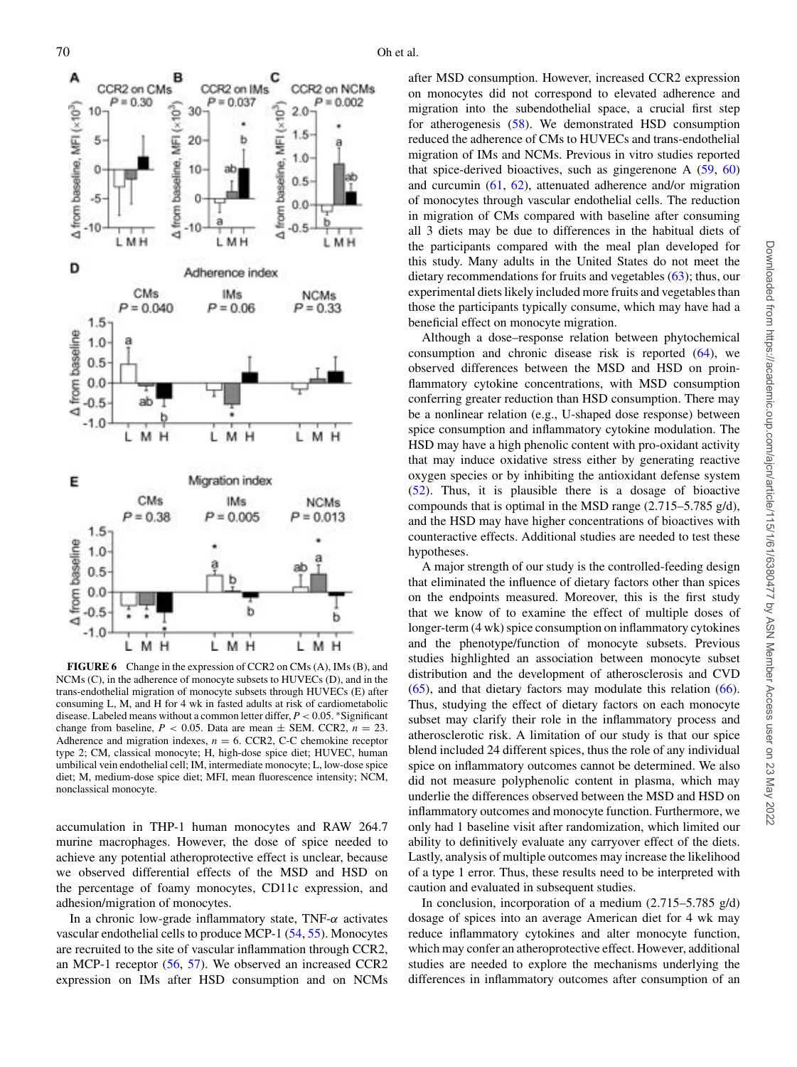FIGURE 6 Change in the expression of CCR2 on CMs (A), IMs (B), and NCMs (C), in the adherence of monocyte subsets to HUVECs (D), and in the trans-endothelial migration of monocyte subsets through HUVECs (E) after consuming L, M, and H for 4 wk in fasted adults at risk of cardiometabolic disease. Labeled means without a common letter differ, $P < 0.05$. *Significant change from baseline, $P < 0.05$. Data are mean ± SEM. CCR2, $n = 23$. Adherence and migration indexes, $n = 6$. CCR2, C-C chemokine receptor type 2; CM, classical monocyte; H, high-dose spice diet; HUVEC, human umbilical vein endothelial cell; IM, intermediate monocyte; L, low-dose spice diet; M, medium-dose spice diet; MFI, mean fluorescence intensity; NCM, nonclassical monocyte.

accumulation in THP-1 human monocytes and RAW 264.7 murine macrophages. However, the dose of spice needed to achieve any potential atheroprotective effect is unclear, because we observed differential effects of the MSD and HSD on the percentage of foamy monocytes, CD11c expression, and adhesion/migration of monocytes.

In a chronic low-grade inflammatory state, TNF-$\alpha$ activates vascular endothelial cells to produce MCP-1 (54, 55). Monocytes are recruited to the site of vascular inflammation through CCR2, an MCP-1 receptor (56, 57). We observed an increased CCR2 expression on IMs after HSD consumption and on NCMs after MSD consumption. However, increased CCR2 expression on monocytes did not correspond to elevated adherence and migration into the subendothelial space, a crucial first step for atherogenesis (58). We demonstrated HSD consumption reduced the adherence of CMs to HUVECs and trans-endothelial migration of IMs and NCMs. Previous in vitro studies reported that spice-derived bioactives, such as gingerenone A (59, 60) and curcumin (61, 62), attenuated adherence and/or migration of monocytes through vascular endothelial cells. The reduction in migration of CMs compared with baseline after consuming all 3 diets may be due to differences in the habitual diets of the participants compared with the meal plan developed for this study. Many adults in the United States do not meet the dietary recommendations for fruits and vegetables (63); thus, our experimental diets likely included more fruits and vegetables than those the participants typically consume, which may have had a beneficial effect on monocyte migration.

Although a dose–response relation between phytochemical consumption and chronic disease risk is reported (64), we observed differences between the MSD and HSD on proinflammatory cytokine concentrations, with MSD consumption conferring greater reduction than HSD consumption. There may be a nonlinear relation (e.g., U-shaped dose response) between spice consumption and inflammatory cytokine modulation. The HSD may have a high phenolic content with pro-oxidant activity that may induce oxidative stress either by generating reactive oxygen species or by inhibiting the antioxidant defense system (52). Thus, it is plausible there is a dosage of bioactive compounds that is optimal in the MSD range (2.715–5.785 g/d), and the HSD may have higher concentrations of bioactives with counteractive effects. Additional studies are needed to test these hypotheses.

A major strength of our study is the controlled-feeding design that eliminated the influence of dietary factors other than spices on the endpoints measured. Moreover, this is the first study that we know of to examine the effect of multiple doses of longer-term (4 wk) spice consumption on inflammatory cytokines and the phenotype/function of monocyte subsets. Previous studies highlighted an association between monocyte subset distribution and the development of atherosclerosis and CVD (65), and that dietary factors may modulate this relation (66). Thus, studying the effect of dietary factors on each monocyte subset may clarify their role in the inflammatory process and atherosclerotic risk. A limitation of our study is that our spice blend included 24 different spices, thus the role of any individual spice on inflammatory outcomes cannot be determined. We also did not measure polyphenolic content in plasma, which may underlie the differences observed between the MSD and HSD on inflammatory outcomes and monocyte function. Furthermore, we only had 1 baseline visit after randomization, which limited our ability to definitively evaluate any carryover effect of the diets. Lastly, analysis of multiple outcomes may increase the likelihood of a type 1 error. Thus, these results need to be interpreted with caution and evaluated in subsequent studies.

In conclusion, incorporation of a medium (2.715–5.785 g/d) dosage of spices into an average American diet for 4 wk may reduce inflammatory cytokines and alter monocyte function, which may confer an atheroprotective effect. However, additional studies are needed to explore the mechanisms underlying the differences in inflammatory outcomes after consumption of an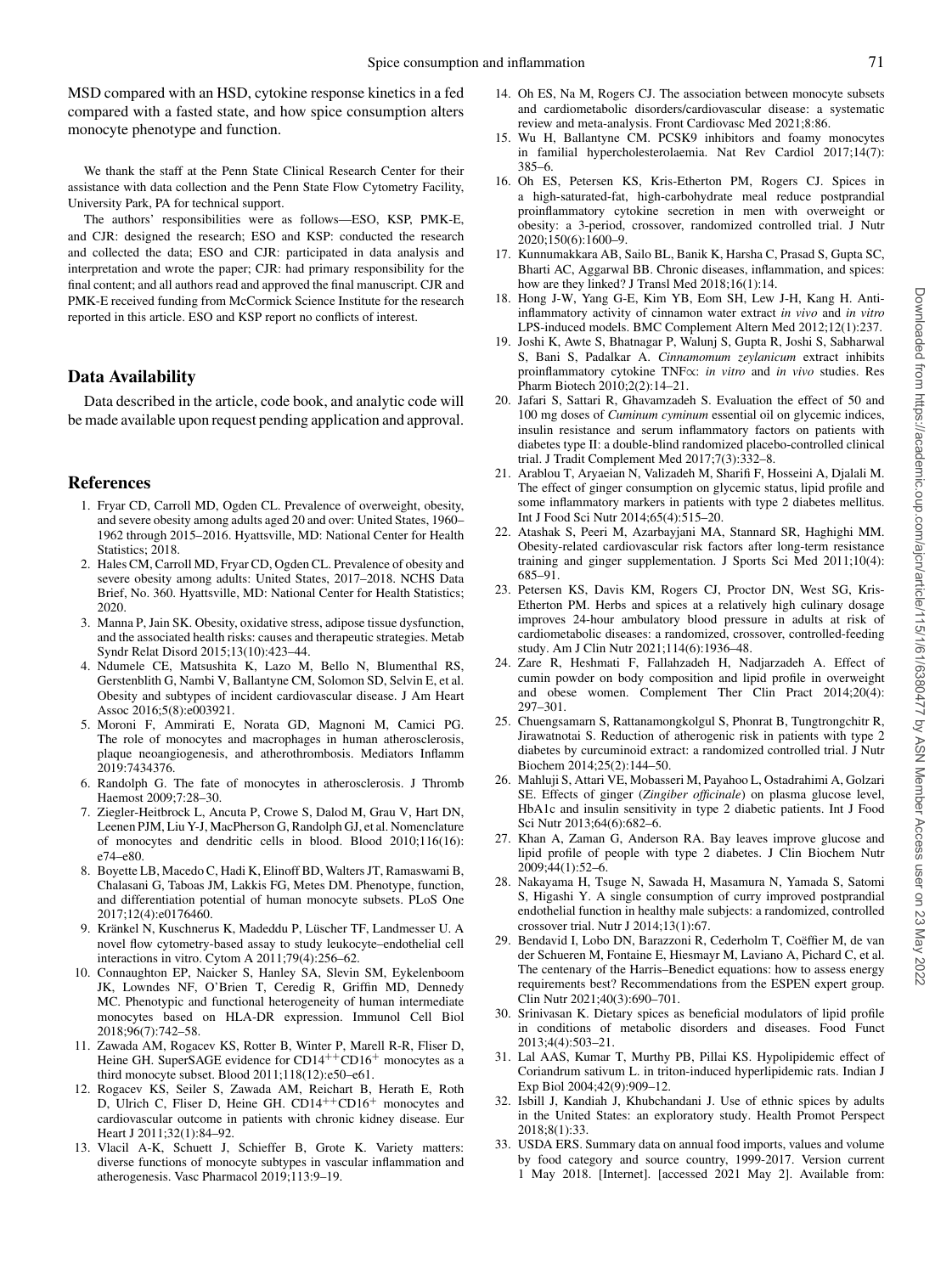MSD compared with an HSD, cytokine response kinetics in a fed compared with a fasted state, and how spice consumption alters monocyte phenotype and function.

We thank the staff at the Penn State Clinical Research Center for their assistance with data collection and the Penn State Flow Cytometry Facility, University Park, PA for technical support.

The authors' responsibilities were as follows—ESO, KSP, PMK-E, and CJR: designed the research; ESO and KSP: conducted the research and collected the data; ESO and CJR: participated in data analysis and interpretation and wrote the paper; CJR: had primary responsibility for the final content; and all authors read and approved the final manuscript. CJR and PMK-E received funding from McCormick Science Institute for the research reported in this article. ESO and KSP report no conflicts of interest.

## Data Availability

Data described in the article, code book, and analytic code will be made available upon request pending application and approval.

## References

1. Fryar CD, Carroll MD, Ogden CL. Prevalence of overweight, obesity, and severe obesity among adults aged 20 and over: United States, 1960–1962 through 2015–2016. Hyattsville, MD: National Center for Health Statistics; 2018.
2. Hales CM, Carroll MD, Fryar CD, Ogden CL. Prevalence of obesity and severe obesity among adults: United States, 2017–2018. NCHS Data Brief, No. 360. Hyattsville, MD: National Center for Health Statistics; 2020.
3. Manna P, Jain SK. Obesity, oxidative stress, adipose tissue dysfunction, and the associated health risks: causes and therapeutic strategies. Metab Syndr Relat Disord 2015;13(10):423–44.
4. Ndumele CE, Matsushita K, Lazo M, Bello N, Blumenthal RS, Gerstenblith G, Nambi V, Ballantyne CM, Solomon SD, Selvin E, et al. Obesity and subtypes of incident cardiovascular disease. J Am Heart Assoc 2016;5(8):e003921.
5. Moroni F, Ammirati E, Norata GD, Magnoni M, Camici PG. The role of monocytes and macrophages in human atherosclerosis, plaque neoangiogenesis, and atherothrombosis. Mediators Inflamm 2019:7434376.
6. Randolph G. The fate of monocytes in atherosclerosis. J Thromb Haemost 2009;7:28–30.
7. Ziegler-Heitbrock L, Ancuta P, Crowe S, Dalod M, Grau V, Hart DN, Leenen PJM, Liu Y-J, MacPherson G, Randolph GJ, et al. Nomenclature of monocytes and dendritic cells in blood. Blood 2010;116(16):e74–e80.
8. Boyette LB, Macedo C, Hadi K, Elinoff BD, Walters JT, Ramaswami B, Chalasani G, Taboas JM, Lakkis FG, Metes DM. Phenotype, function, and differentiation potential of human monocyte subsets. PLoS One 2017;12(4):e0176460.
9. Kränkel N, Kuschnerus K, Madeddu P, Lüscher TF, Landmesser U. A novel flow cytometry-based assay to study leukocyte–endothelial cell interactions in vitro. Cytom A 2011;79(4):256–62.
10. Connaughton EP, Naicker S, Hanley SA, Slevin SM, Eykelenboom JK, Lowndes NF, O'Brien T, Ceredig R, Griffin MD, Dennedy MC. Phenotypic and functional heterogeneity of human intermediate monocytes based on HLA-DR expression. Immunol Cell Biol 2018;96(7):742–58.
11. Zawada AM, Rogacev KS, Rotter B, Winter P, Marell R-R, Fliser D, Heine GH. SuperSAGE evidence for $CD14^{++}CD16^{+}$ monocytes as a third monocyte subset. Blood 2011;118(12):e50–e61.
12. Rogacev KS, Seiler S, Zawada AM, Reichart B, Herath E, Roth D, Ulrich C, Fliser D, Heine GH. $CD14^{++}CD16^{+}$ monocytes and cardiovascular outcome in patients with chronic kidney disease. Eur Heart J 2011;32(1):84–92.
13. Vlacil A-K, Schuett J, Schieffer B, Grote K. Variety matters: diverse functions of monocyte subtypes in vascular inflammation and atherogenesis. Vasc Pharmacol 2019;113:9–19.
14. Oh ES, Na M, Rogers CJ. The association between monocyte subsets and cardiometabolic disorders/cardiovascular disease: a systematic review and meta-analysis. Front Cardiovasc Med 2021;8:86.
15. Wu H, Ballantyne CM. PCSK9 inhibitors and foamy monocytes in familial hypercholesterolaemia. Nat Rev Cardiol 2017;14(7):385–6.
16. Oh ES, Petersen KS, Kris-Etherton PM, Rogers CJ. Spices in a high-saturated-fat, high-carbohydrate meal reduce postprandial proinflammatory cytokine secretion in men with overweight or obesity: a 3-period, crossover, randomized controlled trial. J Nutr 2020;150(6):1600–9.
17. Kunnumakkara AB, Sailo BL, Banik K, Harsha C, Prasad S, Gupta SC, Bharti AC, Aggarwal BB. Chronic diseases, inflammation, and spices: how are they linked? J Transl Med 2018;16(1):14.
18. Hong J-W, Yang G-E, Kim YB, Eom SH, Lew J-H, Kang H. Anti-inflammatory activity of cinnamon water extract *in vivo* and *in vitro* LPS-induced models. BMC Complement Altern Med 2012;12(1):237.
19. Joshi K, Awte S, Bhatnagar P, Walunj S, Gupta R, Joshi S, Sabharwal S, Bani S, Padalkar A. *Cinnamomum zeylanicum* extract inhibits proinflammatory cytokine TNFα: *in vitro* and *in vivo* studies. Res Pharm Biotech 2010;2(2):14–21.
20. Jafari S, Sattari R, Ghavamzadeh S. Evaluation the effect of 50 and 100 mg doses of *Cuminum cyminum* essential oil on glycemic indices, insulin resistance and serum inflammatory factors on patients with diabetes type II: a double-blind randomized placebo-controlled clinical trial. J Tradit Complement Med 2017;7(3):332–8.
21. Arablou T, Aryaeian N, Valizadeh M, Sharifi F, Hosseini A, Djalali M. The effect of ginger consumption on glycemic status, lipid profile and some inflammatory markers in patients with type 2 diabetes mellitus. Int J Food Sci Nutr 2014;65(4):515–20.
22. Atashak S, Peeri M, Azarbayjani MA, Stannard SR, Haghighi MM. Obesity-related cardiovascular risk factors after long-term resistance training and ginger supplementation. J Sports Sci Med 2011;10(4):685–91.
23. Petersen KS, Davis KM, Rogers CJ, Proctor DN, West SG, Kris-Etherton PM. Herbs and spices at a relatively high culinary dosage improves 24-hour ambulatory blood pressure in adults at risk of cardiometabolic diseases: a randomized, crossover, controlled-feeding study. Am J Clin Nutr 2021;114(6):1936–48.
24. Zare R, Heshmati F, Fallahzadeh H, Nadjarzadeh A. Effect of cumin powder on body composition and lipid profile in overweight and obese women. Complement Ther Clin Pract 2014;20(4):297–301.
25. Chuengsamarn S, Rattanamongkolgul S, Phonrat B, Tungtrongchitr R, Jirawatnotai S. Reduction of atherogenic risk in patients with type 2 diabetes by curcuminoid extract: a randomized controlled trial. J Nutr Biochem 2014;25(2):144–50.
26. Mahluji S, Attari VE, Mobasseri M, Payahoo L, Ostadrahimi A, Golzari SE. Effects of ginger (*Zingiber officinale*) on plasma glucose level, HbA1c and insulin sensitivity in type 2 diabetic patients. Int J Food Sci Nutr 2013;64(6):682–6.
27. Khan A, Zaman G, Anderson RA. Bay leaves improve glucose and lipid profile of people with type 2 diabetes. J Clin Biochem Nutr 2009;44(1):52–6.
28. Nakayama H, Tsuge N, Sawada H, Masamura N, Yamada S, Satomi S, Higashi Y. A single consumption of curry improved postprandial endothelial function in healthy male subjects: a randomized, controlled crossover trial. Nutr J 2014;13(1):67.
29. Bendavid I, Lobo DN, Barazzoni R, Cederholm T, Coëffier M, de van der Schueren M, Fontaine E, Hiesmayr M, Laviano A, Pichard C, et al. The centenary of the Harris–Benedict equations: how to assess energy requirements best? Recommendations from the ESPEN expert group. Clin Nutr 2021;40(3):690–701.
30. Srinivasan K. Dietary spices as beneficial modulators of lipid profile in conditions of metabolic disorders and diseases. Food Funct 2013;4(4):503–21.
31. Lal AAS, Kumar T, Murthy PB, Pillai KS. Hypolipidemic effect of Coriandrum sativum L. in triton-induced hyperlipidemic rats. Indian J Exp Biol 2004;42(9):909–12.
32. Isbill J, Kandiah J, Khubchandani J. Use of ethnic spices by adults in the United States: an exploratory study. Health Promot Perspect 2018;8(1):33.
33. USDA ERS. Summary data on annual food imports, values and volume by food category and source country, 1999-2017. Version current 1 May 2018. [Internet]. [accessed 2021 May 2]. Available from: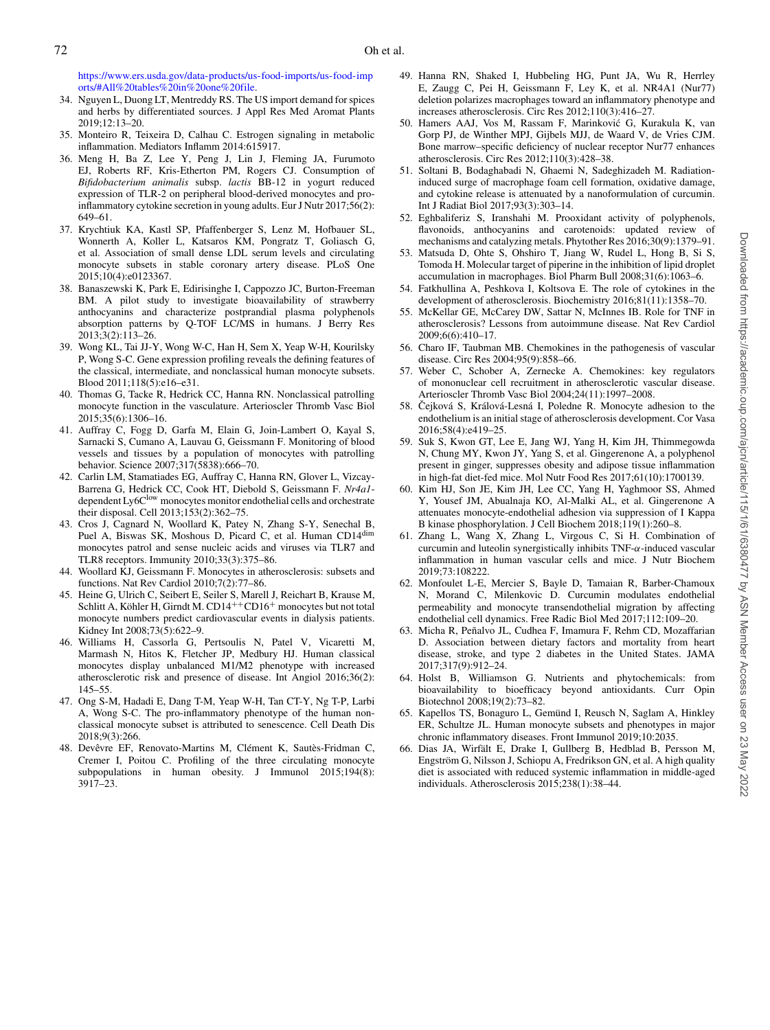https://www.ers.usda.gov/data-products/us-food-imports/us-food-imports/#All%20tables%20in%20one%20file.

34. Nguyen L, Duong LT, Mentreddy RS. The US import demand for spices and herbs by differentiated sources. J Appl Res Med Aromat Plants 2019;12:13–20.
35. Monteiro R, Teixeira D, Calhau C. Estrogen signaling in metabolic inflammation. Mediators Inflamm 2014:615917.
36. Meng H, Ba Z, Lee Y, Peng J, Lin J, Fleming JA, Furumoto EJ, Roberts RF, Kris-Etherton PM, Rogers CJ. Consumption of *Bifidobacterium animalis* subsp. *lactis* BB-12 in yogurt reduced expression of TLR-2 on peripheral blood-derived monocytes and pro-inflammatory cytokine secretion in young adults. Eur J Nutr 2017;56(2):649–61.
37. Krychtiuk KA, Kastl SP, Pfaffenberger S, Lenz M, Hofbauer SL, Wonnerth A, Koller L, Katsaros KM, Pongratz T, Goliasch G, et al. Association of small dense LDL serum levels and circulating monocyte subsets in stable coronary artery disease. PLoS One 2015;10(4):e0123367.
38. Banaszewski K, Park E, Edirisinghe I, Cappozzo JC, Burton-Freeman BM. A pilot study to investigate bioavailability of strawberry anthocyanins and characterize postprandial plasma polyphenols absorption patterns by Q-TOF LC/MS in humans. J Berry Res 2013;3(2):113–26.
39. Wong KL, Tai JJ-Y, Wong W-C, Han H, Sem X, Yeap W-H, Kourilsky P, Wong S-C. Gene expression profiling reveals the defining features of the classical, intermediate, and nonclassical human monocyte subsets. Blood 2011;118(5):e16–e31.
40. Thomas G, Tacke R, Hedrick CC, Hanna RN. Nonclassical patrolling monocyte function in the vasculature. Arterioscler Thromb Vasc Biol 2015;35(6):1306–16.
41. Auffray C, Fogg D, Garfa M, Elain G, Join-Lambert O, Kayal S, Sarnacki S, Cumano A, Lauvau G, Geissmann F. Monitoring of blood vessels and tissues by a population of monocytes with patrolling behavior. Science 2007;317(5838):666–70.
42. Carlin LM, Stamatiades EG, Auffray C, Hanna RN, Glover L, Vizcay-Barrena G, Hedrick CC, Cook HT, Diebold S, Geissmann F. *Nr4a1*-dependent Ly6C$^{low}$ monocytes monitor endothelial cells and orchestrate their disposal. Cell 2013;153(2):362–75.
43. Cros J, Cagnard N, Woollard K, Patey N, Zhang S-Y, Senechal B, Puel A, Biswas SK, Moshous D, Picard C, et al. Human CD14$^{dim}$ monocytes patrol and sense nucleic acids and viruses via TLR7 and TLR8 receptors. Immunity 2010;33(3):375–86.
44. Woollard KJ, Geissmann F. Monocytes in atherosclerosis: subsets and functions. Nat Rev Cardiol 2010;7(2):77–86.
45. Heine G, Ulrich C, Seibert E, Seiler S, Marell J, Reichart B, Krause M, Schlitt A, Köhler H, Girndt M. CD14$^{++}$CD16$^{+}$ monocytes but not total monocyte numbers predict cardiovascular events in dialysis patients. Kidney Int 2008;73(5):622–9.
46. Williams H, Cassorla G, Pertsoulis N, Patel V, Vicaretti M, Marmash N, Hitos K, Fletcher JP, Medbury HJ. Human classical monocytes display unbalanced M1/M2 phenotype with increased atherosclerotic risk and presence of disease. Int Angiol 2016;36(2):145–55.
47. Ong S-M, Hadadi E, Dang T-M, Yeap W-H, Tan CT-Y, Ng T-P, Larbi A, Wong S-C. The pro-inflammatory phenotype of the human non-classical monocyte subset is attributed to senescence. Cell Death Dis 2018;9(3):266.
48. Devêvre EF, Renovato-Martins M, Clément K, Sautès-Fridman C, Cremer I, Poitou C. Profiling of the three circulating monocyte subpopulations in human obesity. J Immunol 2015;194(8):3917–23.
49. Hanna RN, Shaked I, Hubbeling HG, Punt JA, Wu R, Herrley E, Zaugg C, Pei H, Geissmann F, Ley K, et al. NR4A1 (Nur77) deletion polarizes macrophages toward an inflammatory phenotype and increases atherosclerosis. Circ Res 2012;110(3):416–27.
50. Hamers AAJ, Vos M, Rassam F, Marinković G, Kurakula K, van Gorp PJ, de Winther MPJ, Gijbels MJJ, de Waard V, de Vries CJM. Bone marrow–specific deficiency of nuclear receptor Nur77 enhances atherosclerosis. Circ Res 2012;110(3):428–38.
51. Soltani B, Bodaghabadi N, Ghaemi N, Sadeghizadeh M. Radiation-induced surge of macrophage foam cell formation, oxidative damage, and cytokine release is attenuated by a nanoformulation of curcumin. Int J Radiat Biol 2017;93(3):303–14.
52. Eghbaliferiz S, Iranshahi M. Prooxidant activity of polyphenols, flavonoids, anthocyanins and carotenoids: updated review of mechanisms and catalyzing metals. Phytother Res 2016;30(9):1379–91.
53. Matsuda D, Ohte S, Ohshiro T, Jiang W, Rudel L, Hong B, Si S, Tomoda H. Molecular target of piperine in the inhibition of lipid droplet accumulation in macrophages. Biol Pharm Bull 2008;31(6):1063–6.
54. Fatkhullina A, Peshkova I, Koltsova E. The role of cytokines in the development of atherosclerosis. Biochemistry 2016;81(11):1358–70.
55. McKellar GE, McCarey DW, Sattar N, McInnes IB. Role for TNF in atherosclerosis? Lessons from autoimmune disease. Nat Rev Cardiol 2009;6(6):410–17.
56. Charo IF, Taubman MB. Chemokines in the pathogenesis of vascular disease. Circ Res 2004;95(9):858–66.
57. Weber C, Schober A, Zernecke A. Chemokines: key regulators of mononuclear cell recruitment in atherosclerotic vascular disease. Arterioscler Thromb Vasc Biol 2004;24(11):1997–2008.
58. Čejková S, Králová-Lesná I, Poledne R. Monocyte adhesion to the endothelium is an initial stage of atherosclerosis development. Cor Vasa 2016;58(4):e419–25.
59. Suk S, Kwon GT, Lee E, Jang WJ, Yang H, Kim JH, Thimmegowda N, Chung MY, Kwon JY, Yang S, et al. Gingerenone A, a polyphenol present in ginger, suppresses obesity and adipose tissue inflammation in high-fat diet-fed mice. Mol Nutr Food Res 2017;61(10):1700139.
60. Kim HJ, Son JE, Kim JH, Lee CC, Yang H, Yaghmoor SS, Ahmed Y, Yousef JM, Abualnaja KO, Al-Malki AL, et al. Gingerenone A attenuates monocyte-endothelial adhesion via suppression of I Kappa B kinase phosphorylation. J Cell Biochem 2018;119(1):260–8.
61. Zhang L, Wang X, Zhang L, Virgous C, Si H. Combination of curcumin and luteolin synergistically inhibits TNF-$\alpha$-induced vascular inflammation in human vascular cells and mice. J Nutr Biochem 2019;73:108222.
62. Monfoulet L-E, Mercier S, Bayle D, Tamaian R, Barber-Chamoux N, Morand C, Milenkovic D. Curcumin modulates endothelial permeability and monocyte transendothelial migration by affecting endothelial cell dynamics. Free Radic Biol Med 2017;112:109–20.
63. Micha R, Peñalvo JL, Cudhea F, Imamura F, Rehm CD, Mozaffarian D. Association between dietary factors and mortality from heart disease, stroke, and type 2 diabetes in the United States. JAMA 2017;317(9):912–24.
64. Holst B, Williamson G. Nutrients and phytochemicals: from bioavailability to bioefficacy beyond antioxidants. Curr Opin Biotechnol 2008;19(2):73–82.
65. Kapellos TS, Bonaguro L, Gemünd I, Reusch N, Saglam A, Hinkley ER, Schultze JL. Human monocyte subsets and phenotypes in major chronic inflammatory diseases. Front Immunol 2019;10:2035.
66. Dias JA, Wirfält E, Drake I, Gullberg B, Hedblad B, Persson M, Engström G, Nilsson J, Schiopu A, Fredrikson GN, et al. A high quality diet is associated with reduced systemic inflammation in middle-aged individuals. Atherosclerosis 2015;238(1):38–44.